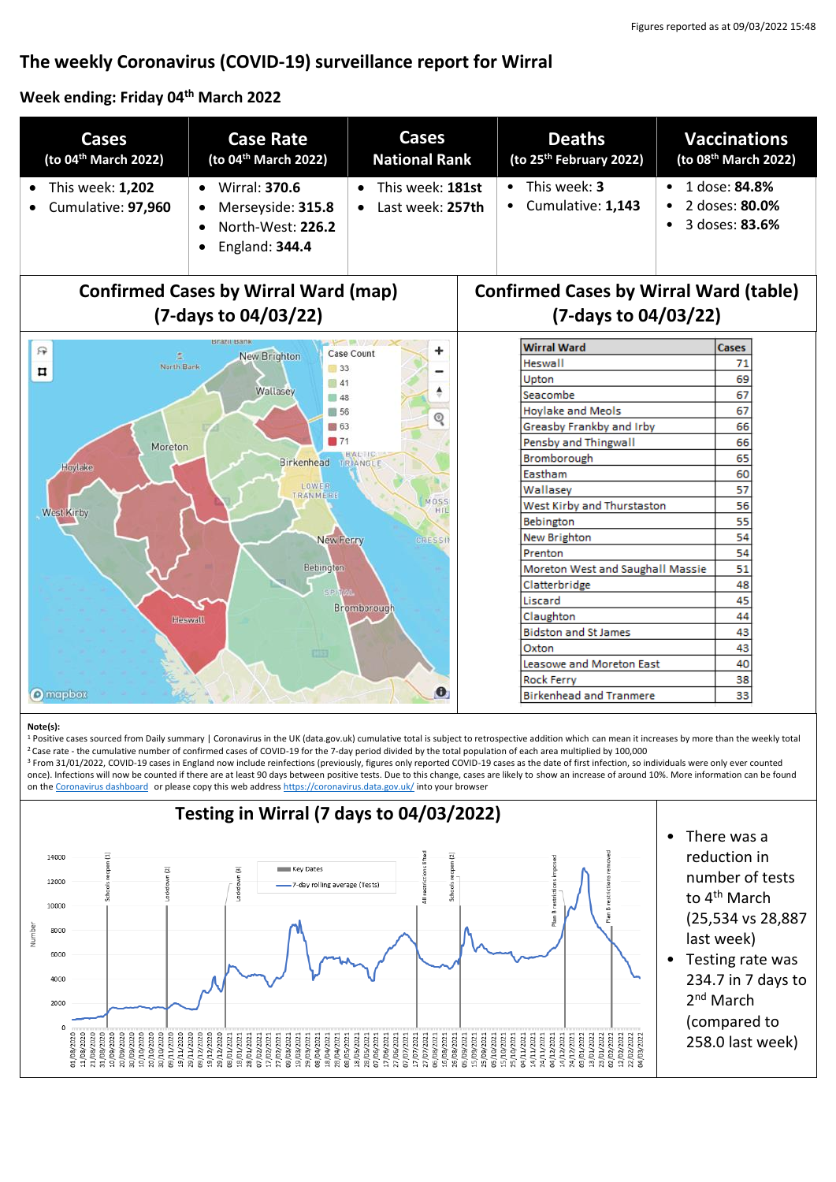Figures reported as at 09/03/2022 15:48

# The weekly Coronavirus (COVID-19) surveillance report for Wirral

## Week ending: Friday 04th March 2022

| Cases (to 04th March 2022) | Case Rate (to 04th March 2022) | Cases National Rank | Deaths (to 25th February 2022) | Vaccinations (to 08th March 2022) |
|---|---|---|---|---|
| • This week: **1,202**<br>• Cumulative: **97,960** | • Wirral: **370.6**<br>• Merseyside: **315.8**<br>• North-West: **226.2**<br>• England: **344.4** | • This week: **181st**<br>• Last week: **257th** | • This week: **3**<br>• Cumulative: **1,143** | • 1 dose: **84.8%**<br>• 2 doses: **80.0%**<br>• 3 doses: **83.6%** |

## Confirmed Cases by Wirral Ward (map) (7-days to 04/03/22)

## Confirmed Cases by Wirral Ward (table) (7-days to 04/03/22)

| Wirral Ward | Cases |
|---|---|
| Heswall | 71 |
| Upton | 69 |
| Seacombe | 67 |
| Hoylake and Meols | 67 |
| Greasby Frankby and Irby | 66 |
| Pensby and Thingwall | 66 |
| Bromborough | 65 |
| Eastham | 60 |
| Wallasey | 57 |
| West Kirby and Thurstaston | 56 |
| Bebington | 55 |
| New Brighton | 54 |
| Prenton | 54 |
| Moreton West and Saughall Massie | 51 |
| Clatterbridge | 48 |
| Liscard | 45 |
| Claughton | 44 |
| Bidston and St James | 43 |
| Oxton | 43 |
| Leasowe and Moreton East | 40 |
| Rock Ferry | 38 |
| Birkenhead and Tranmere | 33 |

**Note(s):**

[1] Positive cases sourced from Daily summary | Coronavirus in the UK (data.gov.uk) cumulative total is subject to retrospective addition which can mean it increases by more than the weekly total

[2] Case rate - the cumulative number of confirmed cases of COVID-19 for the 7-day period divided by the total population of each area multiplied by 100,000

[3] From 31/01/2022, COVID-19 cases in England now include reinfections (previously, figures only reported COVID-19 cases as the date of first infection, so individuals were only ever counted once). Infections will now be counted if there are at least 90 days between positive tests. Due to this change, cases are likely to show an increase of around 10%. More information can be found on the Coronavirus dashboard or please copy this web address https://coronavirus.data.gov.uk/ into your browser

## Testing in Wirral (7 days to 04/03/2022)

- There was a reduction in number of tests to 4th March (25,534 vs 28,887 last week)
- Testing rate was 234.7 in 7 days to 2nd March (compared to 258.0 last week)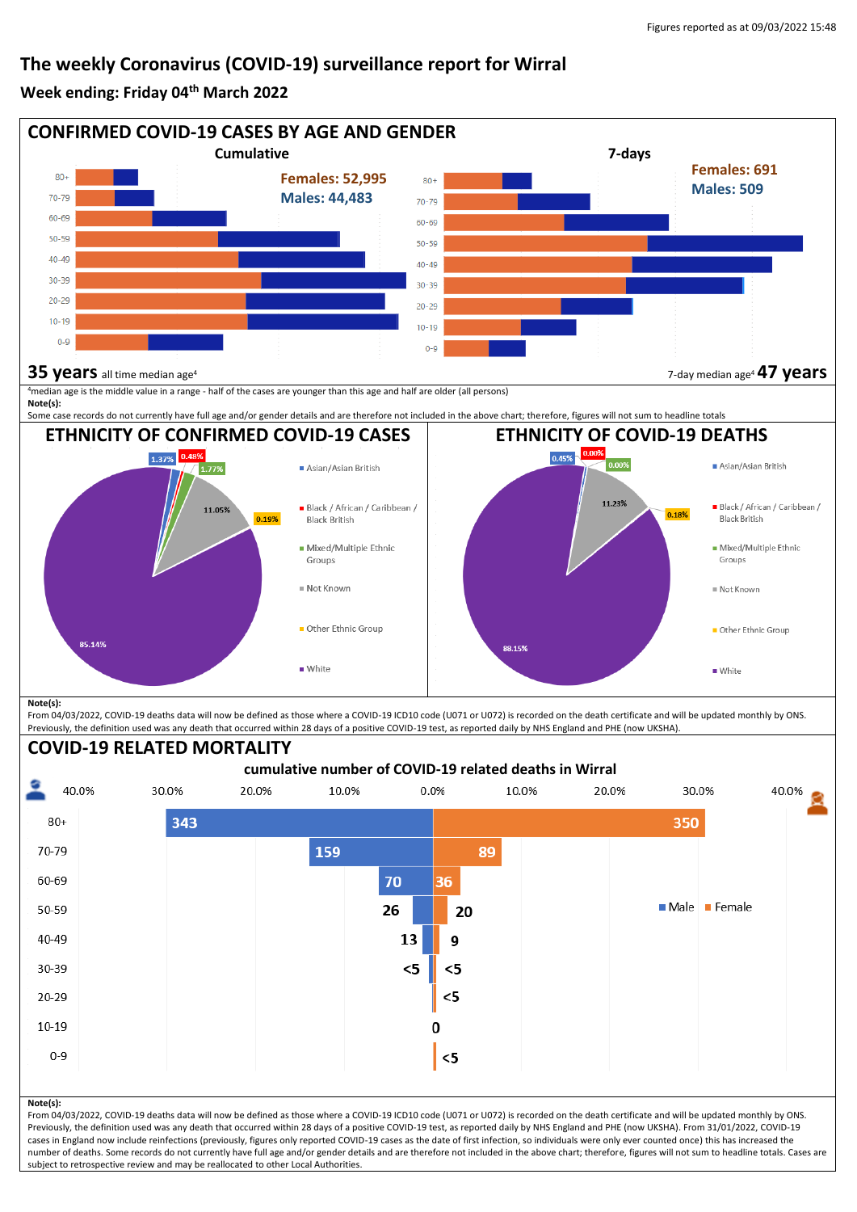Figures reported as at 09/03/2022 15:48

# The weekly Coronavirus (COVID-19) surveillance report for Wirral

## Week ending: Friday 04th March 2022

## CONFIRMED COVID-19 CASES BY AGE AND GENDER

**Cumulative**

Females: 52,995
Males: 44,483

Age groups: 80+, 70-79, 60-69, 50-59, 40-49, 30-39, 20-29, 10-19, 0-9

**35 years** all time median age[4]

**7-days**

Females: 691
Males: 509

Age groups: 80+, 70-79, 60-69, 50-59, 40-49, 30-39, 20-29, 10-19, 0-9

7-day median age[4] **47 years**

[4]median age is the middle value in a range - half of the cases are younger than this age and half are older (all persons)

**Note(s):**
Some case records do not currently have full age and/or gender details and are therefore not included in the above chart; therefore, figures will not sum to headline totals

## ETHNICITY OF CONFIRMED COVID-19 CASES

| Ethnicity | % |
|---|---|
| Asian/Asian British | 1.37% |
| Black / African / Caribbean / Black British | 0.48% |
| Mixed/Multiple Ethnic Groups | 1.77% |
| Not Known | 11.05% |
| Other Ethnic Group | 0.19% |
| White | 85.14% |

## ETHNICITY OF COVID-19 DEATHS

| Ethnicity | % |
|---|---|
| Asian/Asian British | 0.45% |
| Black / African / Caribbean / Black British | 0.00% |
| Mixed/Multiple Ethnic Groups | 0.00% |
| Not Known | 11.23% |
| Other Ethnic Group | 0.18% |
| White | 88.15% |

**Note(s):**
From 04/03/2022, COVID-19 deaths data will now be defined as those where a COVID-19 ICD10 code (U071 or U072) is recorded on the death certificate and will be updated monthly by ONS. Previously, the definition used was any death that occurred within 28 days of a positive COVID-19 test, as reported daily by NHS England and PHE (now UKSHA).

## COVID-19 RELATED MORTALITY

**cumulative number of COVID-19 related deaths in Wirral**

| Age | Male | Female |
|---|---|---|
| 80+ | 343 | 350 |
| 70-79 | 159 | 89 |
| 60-69 | 70 | 36 |
| 50-59 | 26 | 20 |
| 40-49 | 13 | 9 |
| 30-39 | <5 | <5 |
| 20-29 | | <5 |
| 10-19 | 0 | |
| 0-9 | | <5 |

**Note(s):**
From 04/03/2022, COVID-19 deaths data will now be defined as those where a COVID-19 ICD10 code (U071 or U072) is recorded on the death certificate and will be updated monthly by ONS. Previously, the definition used was any death that occurred within 28 days of a positive COVID-19 test, as reported daily by NHS England and PHE (now UKSHA). From 31/01/2022, COVID-19 cases in England now include reinfections (previously, figures only reported COVID-19 cases as the date of first infection, so individuals were only ever counted once) this has increased the number of deaths. Some records do not currently have full age and/or gender details and are therefore not included in the above chart; therefore, figures will not sum to headline totals. Cases are subject to retrospective review and may be reallocated to other Local Authorities.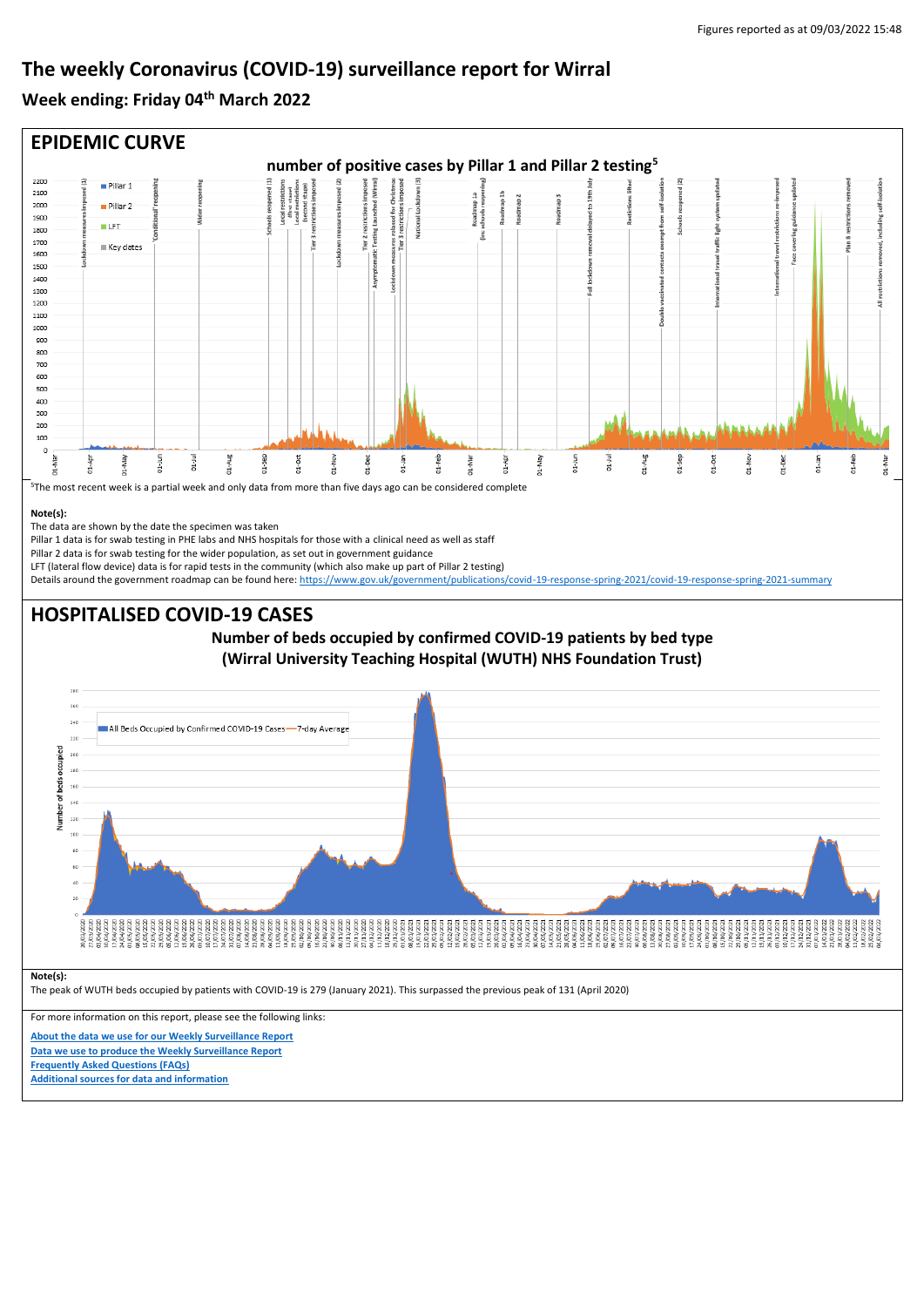Figures reported as at 09/03/2022 15:48

# The weekly Coronavirus (COVID-19) surveillance report for Wirral

## Week ending: Friday 04th March 2022

## EPIDEMIC CURVE

### number of positive cases by Pillar 1 and Pillar 2 testing[5]

Pillar 1
Pillar 2
LFT
Key dates

Lockdown measures imposed (1)
'Conditional' reopening
Wider reopening
Schools reopened (1)
Local restrictions
Local restrictions
Tier 3 restrictions imposed
Lockdown measures imposed (2)
Tier 2 restrictions imposed
Asymptomatic Testing Launched (Wirral)
Lockdown measures relaxed for Christmas
Tier 3 restrictions imposed
National Lockdown (3)
Roadmap 1a (inc schools reopening)
Roadmap 1b
Roadmap 2
Roadmap 3
Full lockdown removal delayed to 19th July
Restrictions lifted
Double vaccinated contacts exempt from self-isolation
Schools reopened (2)
International travel traffic light system updated
International travel restrictions re-imposed
Face covering guidance updated
Plan B restrictions removed
All restrictions removed, including self-isolation

2200
2100
2000
1900
1800
1700
1600
1500
1400
1300
1200
1100
1000
900
800
700
600
500
400
300
200
100
0

01-Mar 01-Apr 01-May 01-Jun 01-Jul 01-Aug 01-Sep 01-Oct 01-Nov 01-Dec 01-Jan 01-Feb 01-Mar 01-Apr 01-May 01-Jun 01-Jul 01-Aug 01-Sep 01-Oct 01-Nov 01-Dec 01-Jan 01-Feb 01-Mar

[5]The most recent week is a partial week and only data from more than five days ago can be considered complete

**Note(s):**

The data are shown by the date the specimen was taken
Pillar 1 data is for swab testing in PHE labs and NHS hospitals for those with a clinical need as well as staff
Pillar 2 data is for swab testing for the wider population, as set out in government guidance
LFT (lateral flow device) data is for rapid tests in the community (which also make up part of Pillar 2 testing)
Details around the government roadmap can be found here: https://www.gov.uk/government/publications/covid-19-response-spring-2021/covid-19-response-spring-2021-summary

## HOSPITALISED COVID-19 CASES

### Number of beds occupied by confirmed COVID-19 patients by bed type (Wirral University Teaching Hospital (WUTH) NHS Foundation Trust)

All Beds Occupied by Confirmed COVID-19 Cases
7-day Average

Number of beds occupied

**Note(s):**

The peak of WUTH beds occupied by patients with COVID-19 is 279 (January 2021). This surpassed the previous peak of 131 (April 2020)

For more information on this report, please see the following links:

**About the data we use for our Weekly Surveillance Report**
**Data we use to produce the Weekly Surveillance Report**
**Frequently Asked Questions (FAQs)**
**Additional sources for data and information**